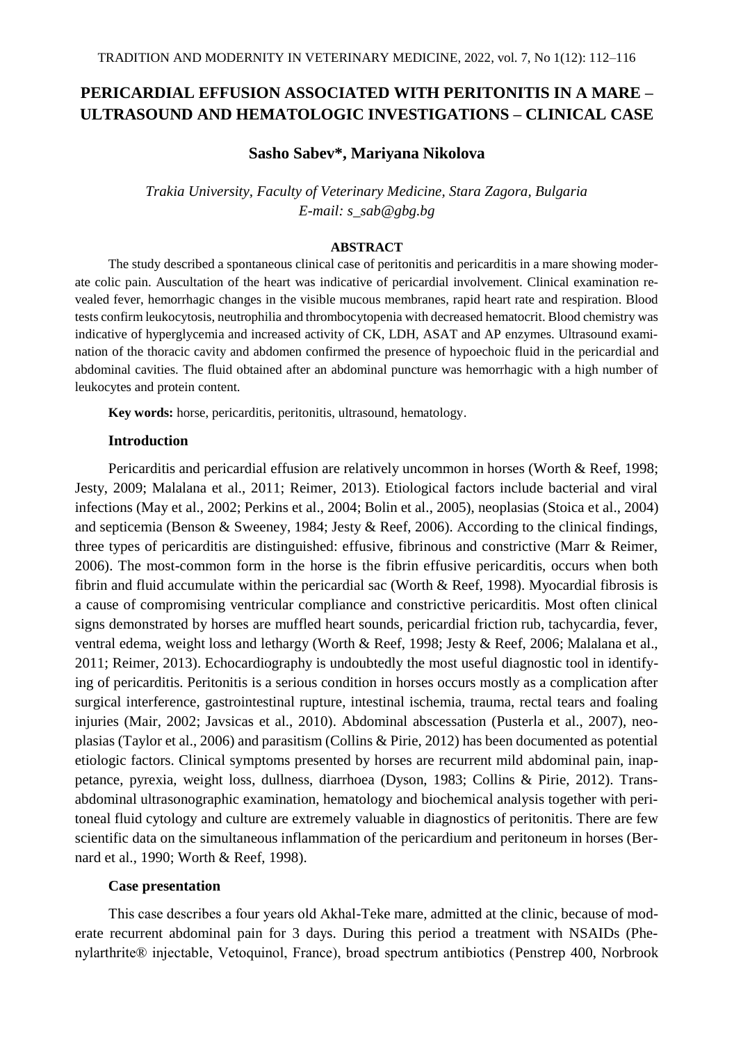# PERICARDIAL EFFUSION ASSOCIATED WITH PERITONITIS IN A MARE – ULTRASOUND AND HEMATOLOGIC INVESTIGATIONS – CLINICAL CASE

**Sasho Sabev\*, Mariyana Nikolova**

*Trakia University, Faculty of Veterinary Medicine, Stara Zagora, Bulgaria*
*E-mail: s_sab@gbg.bg*

## ABSTRACT

The study described a spontaneous clinical case of peritonitis and pericarditis in a mare showing moderate colic pain. Auscultation of the heart was indicative of pericardial involvement. Clinical examination revealed fever, hemorrhagic changes in the visible mucous membranes, rapid heart rate and respiration. Blood tests confirm leukocytosis, neutrophilia and thrombocytopenia with decreased hematocrit. Blood chemistry was indicative of hyperglycemia and increased activity of CK, LDH, ASAT and AP enzymes. Ultrasound examination of the thoracic cavity and abdomen confirmed the presence of hypoechoic fluid in the pericardial and abdominal cavities. The fluid obtained after an abdominal puncture was hemorrhagic with a high number of leukocytes and protein content.

**Key words:** horse, pericarditis, peritonitis, ultrasound, hematology.

## Introduction

Pericarditis and pericardial effusion are relatively uncommon in horses (Worth & Reef, 1998; Jesty, 2009; Malalana et al., 2011; Reimer, 2013). Etiological factors include bacterial and viral infections (May et al., 2002; Perkins et al., 2004; Bolin et al., 2005), neoplasias (Stoica et al., 2004) and septicemia (Benson & Sweeney, 1984; Jesty & Reef, 2006). According to the clinical findings, three types of pericarditis are distinguished: effusive, fibrinous and constrictive (Marr & Reimer, 2006). The most-common form in the horse is the fibrin effusive pericarditis, occurs when both fibrin and fluid accumulate within the pericardial sac (Worth & Reef, 1998). Myocardial fibrosis is a cause of compromising ventricular compliance and constrictive pericarditis. Most often clinical signs demonstrated by horses are muffled heart sounds, pericardial friction rub, tachycardia, fever, ventral edema, weight loss and lethargy (Worth & Reef, 1998; Jesty & Reef, 2006; Malalana et al., 2011; Reimer, 2013). Echocardiography is undoubtedly the most useful diagnostic tool in identifying of pericarditis. Peritonitis is a serious condition in horses occurs mostly as a complication after surgical interference, gastrointestinal rupture, intestinal ischemia, trauma, rectal tears and foaling injuries (Mair, 2002; Javsicas et al., 2010). Abdominal abscessation (Pusterla et al., 2007), neoplasias (Taylor et al., 2006) and parasitism (Collins & Pirie, 2012) has been documented as potential etiologic factors. Clinical symptoms presented by horses are recurrent mild abdominal pain, inappetance, pyrexia, weight loss, dullness, diarrhoea (Dyson, 1983; Collins & Pirie, 2012). Trans-abdominal ultrasonographic examination, hematology and biochemical analysis together with peritoneal fluid cytology and culture are extremely valuable in diagnostics of peritonitis. There are few scientific data on the simultaneous inflammation of the pericardium and peritoneum in horses (Bernard et al., 1990; Worth & Reef, 1998).

## Case presentation

This case describes a four years old Akhal-Teke mare, admitted at the clinic, because of moderate recurrent abdominal pain for 3 days. During this period a treatment with NSAIDs (Phenylarthrite® injectable, Vetoquinol, France), broad spectrum antibiotics (Penstrep 400, Norbrook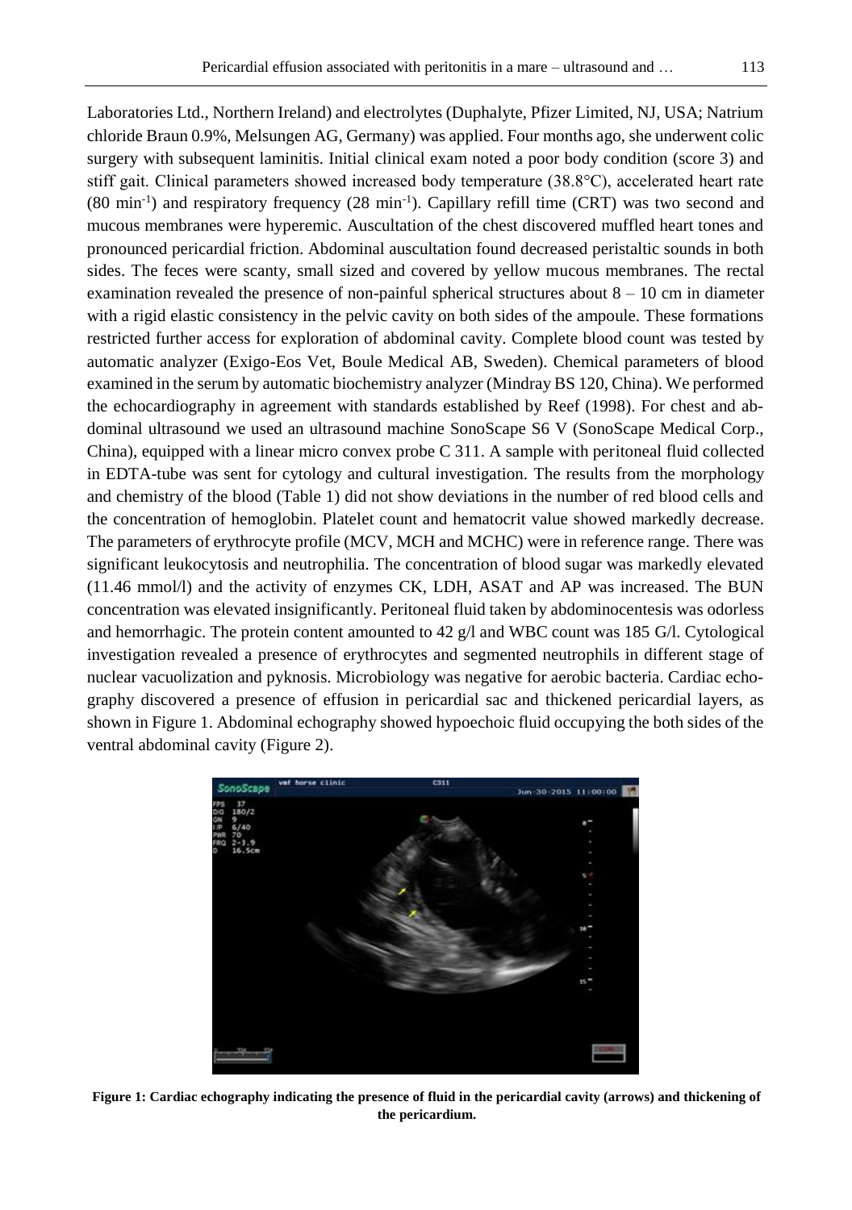Laboratories Ltd., Northern Ireland) and electrolytes (Duphalyte, Pfizer Limited, NJ, USA; Natrium chloride Braun 0.9%, Melsungen AG, Germany) was applied. Four months ago, she underwent colic surgery with subsequent laminitis. Initial clinical exam noted a poor body condition (score 3) and stiff gait. Clinical parameters showed increased body temperature (38.8°C), accelerated heart rate (80 $min^{-1}$) and respiratory frequency (28 $min^{-1}$). Capillary refill time (CRT) was two second and mucous membranes were hyperemic. Auscultation of the chest discovered muffled heart tones and pronounced pericardial friction. Abdominal auscultation found decreased peristaltic sounds in both sides. The feces were scanty, small sized and covered by yellow mucous membranes. The rectal examination revealed the presence of non-painful spherical structures about 8 – 10 cm in diameter with a rigid elastic consistency in the pelvic cavity on both sides of the ampoule. These formations restricted further access for exploration of abdominal cavity. Complete blood count was tested by automatic analyzer (Exigo-Eos Vet, Boule Medical AB, Sweden). Chemical parameters of blood examined in the serum by automatic biochemistry analyzer (Mindray BS 120, China). We performed the echocardiography in agreement with standards established by Reef (1998). For chest and abdominal ultrasound we used an ultrasound machine SonoScape S6 V (SonoScape Medical Corp., China), equipped with a linear micro convex probe C 311. A sample with peritoneal fluid collected in EDTA-tube was sent for cytology and cultural investigation. The results from the morphology and chemistry of the blood (Table 1) did not show deviations in the number of red blood cells and the concentration of hemoglobin. Platelet count and hematocrit value showed markedly decrease. The parameters of erythrocyte profile (MCV, MCH and MCHC) were in reference range. There was significant leukocytosis and neutrophilia. The concentration of blood sugar was markedly elevated (11.46 mmol/l) and the activity of enzymes CK, LDH, ASAT and AP was increased. The BUN concentration was elevated insignificantly. Peritoneal fluid taken by abdominocentesis was odorless and hemorrhagic. The protein content amounted to 42 g/l and WBC count was 185 G/l. Cytological investigation revealed a presence of erythrocytes and segmented neutrophils in different stage of nuclear vacuolization and pyknosis. Microbiology was negative for aerobic bacteria. Cardiac echography discovered a presence of effusion in pericardial sac and thickened pericardial layers, as shown in Figure 1. Abdominal echography showed hypoechoic fluid occupying the both sides of the ventral abdominal cavity (Figure 2).

**Figure 1: Cardiac echography indicating the presence of fluid in the pericardial cavity (arrows) and thickening of the pericardium.**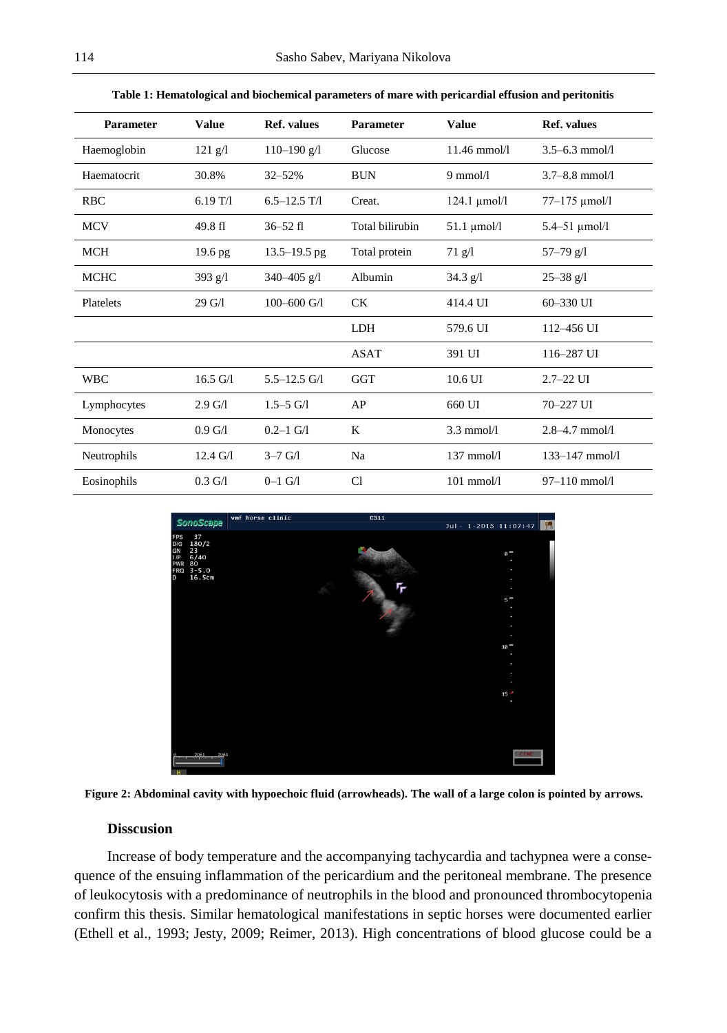**Table 1: Hematological and biochemical parameters of mare with pericardial effusion and peritonitis**

| Parameter | Value | Ref. values | Parameter | Value | Ref. values |
|---|---|---|---|---|---|
| Haemoglobin | 121 g/l | 110–190 g/l | Glucose | 11.46 mmol/l | 3.5–6.3 mmol/l |
| Haematocrit | 30.8% | 32–52% | BUN | 9 mmol/l | 3.7–8.8 mmol/l |
| RBC | 6.19 T/l | 6.5–12.5 T/l | Creat. | 124.1 μmol/l | 77–175 μmol/l |
| MCV | 49.8 fl | 36–52 fl | Total bilirubin | 51.1 μmol/l | 5.4–51 μmol/l |
| MCH | 19.6 pg | 13.5–19.5 pg | Total protein | 71 g/l | 57–79 g/l |
| MCHC | 393 g/l | 340–405 g/l | Albumin | 34.3 g/l | 25–38 g/l |
| Platelets | 29 G/l | 100–600 G/l | CK | 414.4 UI | 60–330 UI |
| | | | LDH | 579.6 UI | 112–456 UI |
| | | | ASAT | 391 UI | 116–287 UI |
| WBC | 16.5 G/l | 5.5–12.5 G/l | GGT | 10.6 UI | 2.7–22 UI |
| Lymphocytes | 2.9 G/l | 1.5–5 G/l | AP | 660 UI | 70–227 UI |
| Monocytes | 0.9 G/l | 0.2–1 G/l | K | 3.3 mmol/l | 2.8–4.7 mmol/l |
| Neutrophils | 12.4 G/l | 3–7 G/l | Na | 137 mmol/l | 133–147 mmol/l |
| Eosinophils | 0.3 G/l | 0–1 G/l | Cl | 101 mmol/l | 97–110 mmol/l |

**Figure 2: Abdominal cavity with hypoechoic fluid (arrowheads). The wall of a large colon is pointed by arrows.**

### Disscusion

Increase of body temperature and the accompanying tachycardia and tachypnea were a consequence of the ensuing inflammation of the pericardium and the peritoneal membrane. The presence of leukocytosis with a predominance of neutrophils in the blood and pronounced thrombocytopenia confirm this thesis. Similar hematological manifestations in septic horses were documented earlier (Ethell et al., 1993; Jesty, 2009; Reimer, 2013). High concentrations of blood glucose could be a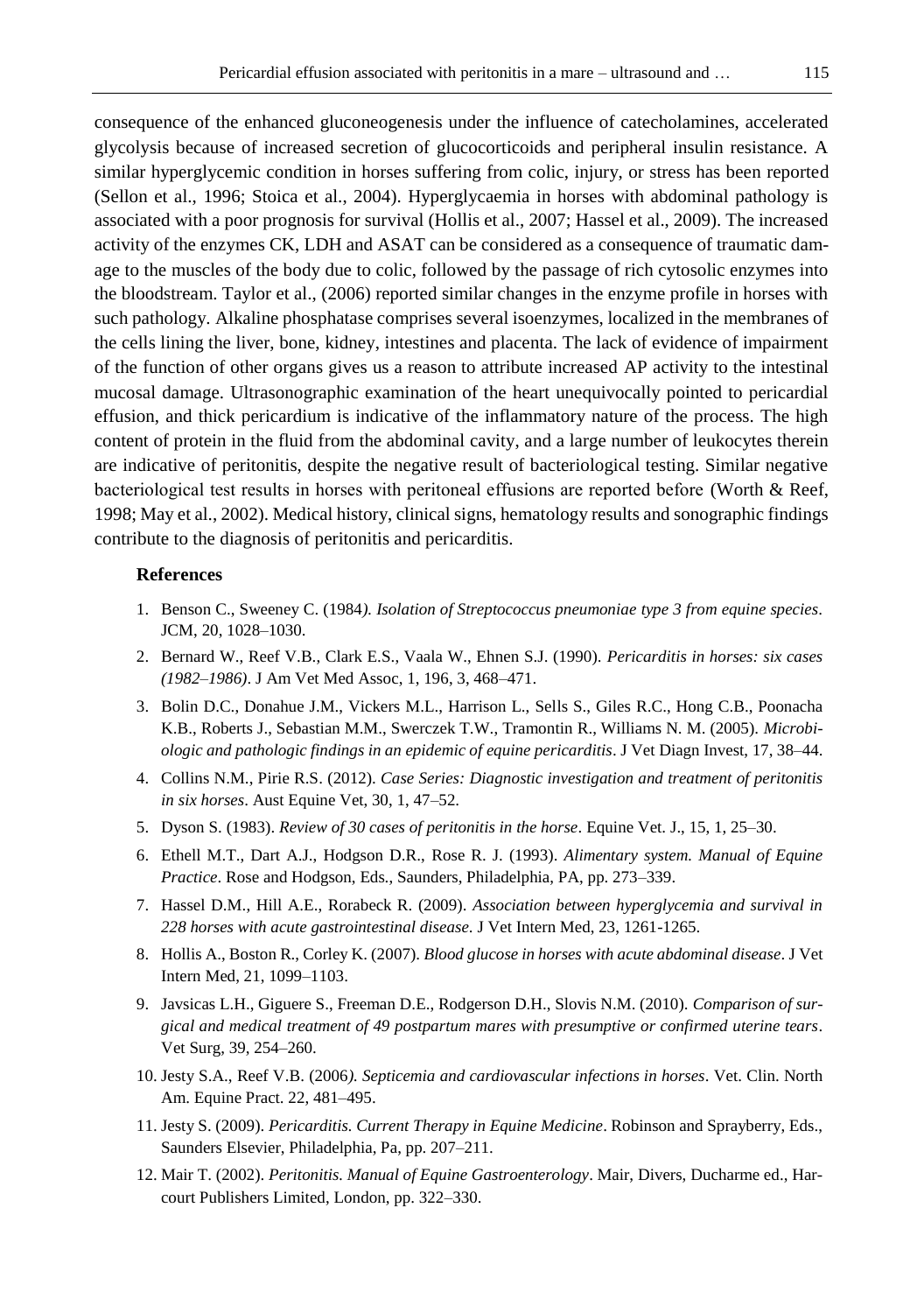consequence of the enhanced gluconeogenesis under the influence of catecholamines, accelerated glycolysis because of increased secretion of glucocorticoids and peripheral insulin resistance. A similar hyperglycemic condition in horses suffering from colic, injury, or stress has been reported (Sellon et al., 1996; Stoica et al., 2004). Hyperglycaemia in horses with abdominal pathology is associated with a poor prognosis for survival (Hollis et al., 2007; Hassel et al., 2009). The increased activity of the enzymes CK, LDH and ASAT can be considered as a consequence of traumatic damage to the muscles of the body due to colic, followed by the passage of rich cytosolic enzymes into the bloodstream. Taylor et al., (2006) reported similar changes in the enzyme profile in horses with such pathology. Alkaline phosphatase comprises several isoenzymes, localized in the membranes of the cells lining the liver, bone, kidney, intestines and placenta. The lack of evidence of impairment of the function of other organs gives us a reason to attribute increased AP activity to the intestinal mucosal damage. Ultrasonographic examination of the heart unequivocally pointed to pericardial effusion, and thick pericardium is indicative of the inflammatory nature of the process. The high content of protein in the fluid from the abdominal cavity, and a large number of leukocytes therein are indicative of peritonitis, despite the negative result of bacteriological testing. Similar negative bacteriological test results in horses with peritoneal effusions are reported before (Worth & Reef, 1998; May et al., 2002). Medical history, clinical signs, hematology results and sonographic findings contribute to the diagnosis of peritonitis and pericarditis.

### References

1. Benson C., Sweeney C. (1984*). Isolation of Streptococcus pneumoniae type 3 from equine species*. JCM, 20, 1028–1030.
2. Bernard W., Reef V.B., Clark E.S., Vaala W., Ehnen S.J. (1990). *Pericarditis in horses: six cases (1982–1986)*. J Am Vet Med Assoc, 1, 196, 3, 468–471.
3. Bolin D.C., Donahue J.M., Vickers M.L., Harrison L., Sells S., Giles R.C., Hong C.B., Poonacha K.B., Roberts J., Sebastian M.M., Swerczek T.W., Tramontin R., Williams N. M. (2005). *Microbiologic and pathologic findings in an epidemic of equine pericarditis*. J Vet Diagn Invest, 17, 38–44.
4. Collins N.M., Pirie R.S. (2012). *Case Series: Diagnostic investigation and treatment of peritonitis in six horses*. Aust Equine Vet, 30, 1, 47–52.
5. Dyson S. (1983). *Review of 30 cases of peritonitis in the horse*. Equine Vet. J., 15, 1, 25–30.
6. Ethell M.T., Dart A.J., Hodgson D.R., Rose R. J. (1993). *Alimentary system. Manual of Equine Practice*. Rose and Hodgson, Eds., Saunders, Philadelphia, PA, pp. 273–339.
7. Hassel D.M., Hill A.E., Rorabeck R. (2009). *Association between hyperglycemia and survival in 228 horses with acute gastrointestinal disease*. J Vet Intern Med, 23, 1261-1265.
8. Hollis A., Boston R., Corley K. (2007). *Blood glucose in horses with acute abdominal disease*. J Vet Intern Med, 21, 1099–1103.
9. Javsicas L.H., Giguere S., Freeman D.E., Rodgerson D.H., Slovis N.M. (2010). *Comparison of surgical and medical treatment of 49 postpartum mares with presumptive or confirmed uterine tears*. Vet Surg, 39, 254–260.
10. Jesty S.A., Reef V.B. (2006*). Septicemia and cardiovascular infections in horses*. Vet. Clin. North Am. Equine Pract. 22, 481–495.
11. Jesty S. (2009). *Pericarditis. Current Therapy in Equine Medicine*. Robinson and Sprayberry, Eds., Saunders Elsevier, Philadelphia, Pa, pp. 207–211.
12. Mair T. (2002). *Peritonitis. Manual of Equine Gastroenterology*. Mair, Divers, Ducharme ed., Harcourt Publishers Limited, London, pp. 322–330.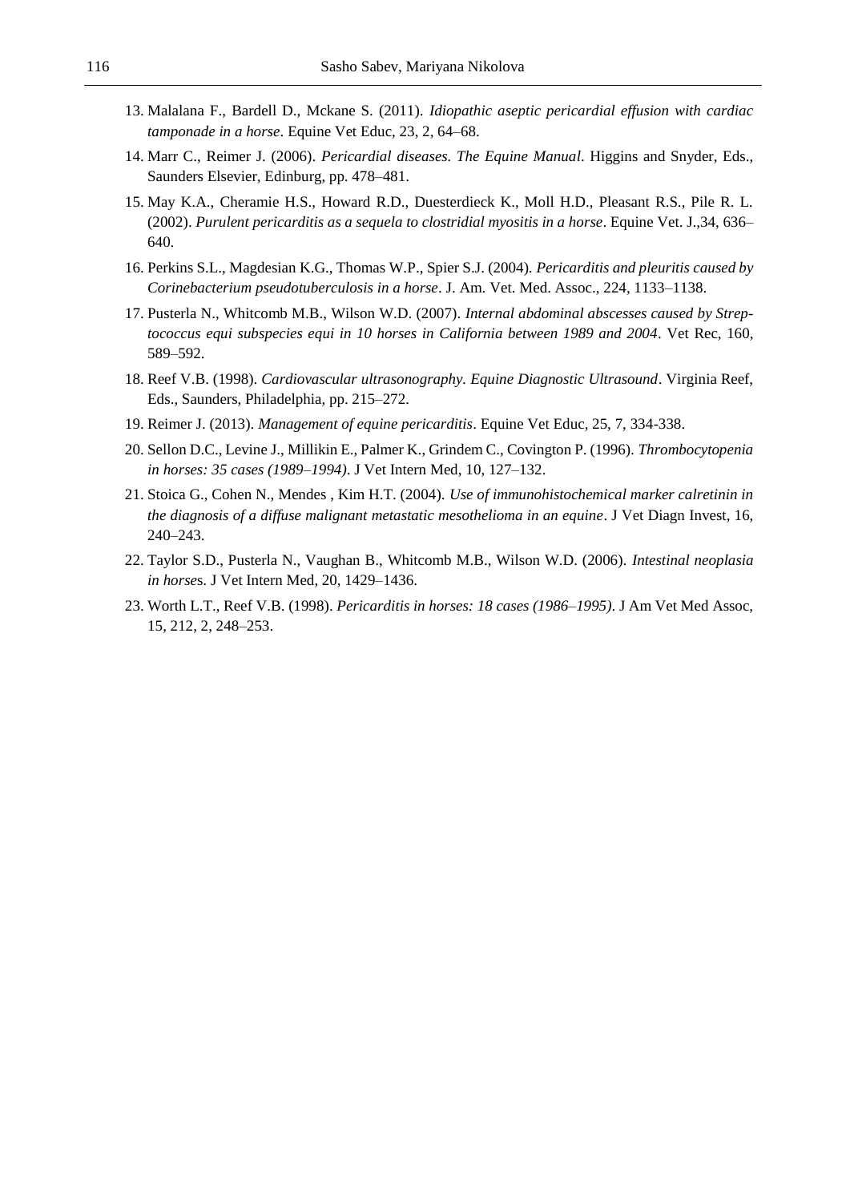13. Malalana F., Bardell D., Mckane S. (2011). *Idiopathic aseptic pericardial effusion with cardiac tamponade in a horse*. Equine Vet Educ, 23, 2, 64–68.
14. Marr C., Reimer J. (2006). *Pericardial diseases. The Equine Manual*. Higgins and Snyder, Eds., Saunders Elsevier, Edinburg, pp. 478–481.
15. May K.A., Cheramie H.S., Howard R.D., Duesterdieck K., Moll H.D., Pleasant R.S., Pile R. L. (2002). *Purulent pericarditis as a sequela to clostridial myositis in a horse*. Equine Vet. J.,34, 636–640.
16. Perkins S.L., Magdesian K.G., Thomas W.P., Spier S.J. (2004). *Pericarditis and pleuritis caused by Corinebacterium pseudotuberculosis in a horse*. J. Am. Vet. Med. Assoc., 224, 1133–1138.
17. Pusterla N., Whitcomb M.B., Wilson W.D. (2007). *Internal abdominal abscesses caused by Streptococcus equi subspecies equi in 10 horses in California between 1989 and 2004*. Vet Rec, 160, 589–592.
18. Reef V.B. (1998). *Cardiovascular ultrasonography. Equine Diagnostic Ultrasound*. Virginia Reef, Eds., Saunders, Philadelphia, pp. 215–272.
19. Reimer J. (2013). *Management of equine pericarditis*. Equine Vet Educ, 25, 7, 334-338.
20. Sellon D.C., Levine J., Millikin E., Palmer K., Grindem C., Covington P. (1996). *Thrombocytopenia in horses: 35 cases (1989–1994)*. J Vet Intern Med, 10, 127–132.
21. Stoica G., Cohen N., Mendes , Kim H.T. (2004). *Use of immunohistochemical marker calretinin in the diagnosis of a diffuse malignant metastatic mesothelioma in an equine*. J Vet Diagn Invest, 16, 240–243.
22. Taylor S.D., Pusterla N., Vaughan B., Whitcomb M.B., Wilson W.D. (2006). *Intestinal neoplasia in horse*s. J Vet Intern Med, 20, 1429–1436.
23. Worth L.T., Reef V.B. (1998). *Pericarditis in horses: 18 cases (1986–1995)*. J Am Vet Med Assoc, 15, 212, 2, 248–253.